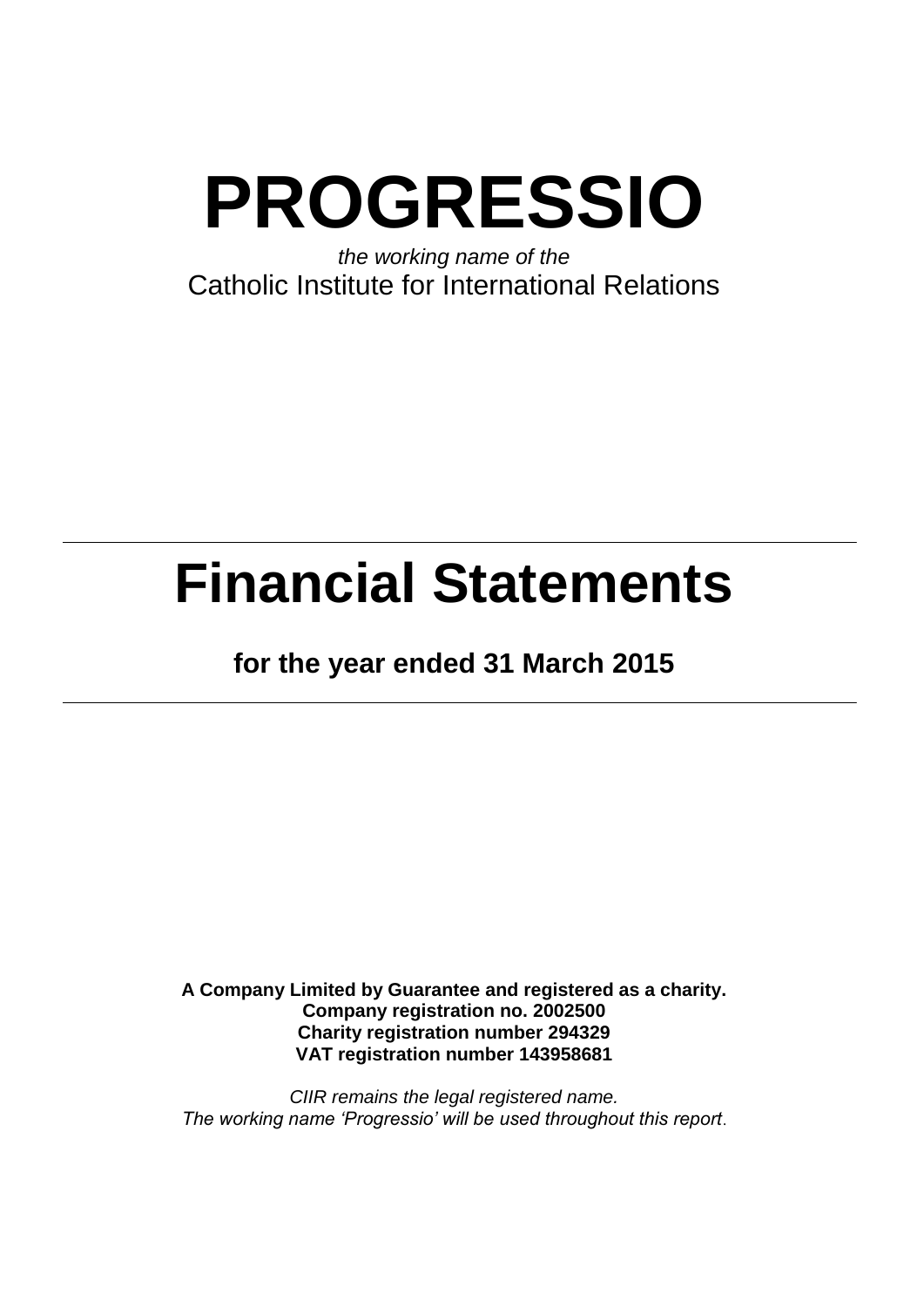# PROGRESSIO

*the working name of the*
Catholic Institute for International Relations

---

# Financial Statements

**for the year ended 31 March 2015**

---

**A Company Limited by Guarantee and registered as a charity.**
**Company registration no. 2002500**
**Charity registration number 294329**
**VAT registration number 143958681**

*CIIR remains the legal registered name.*
*The working name 'Progressio' will be used throughout this report.*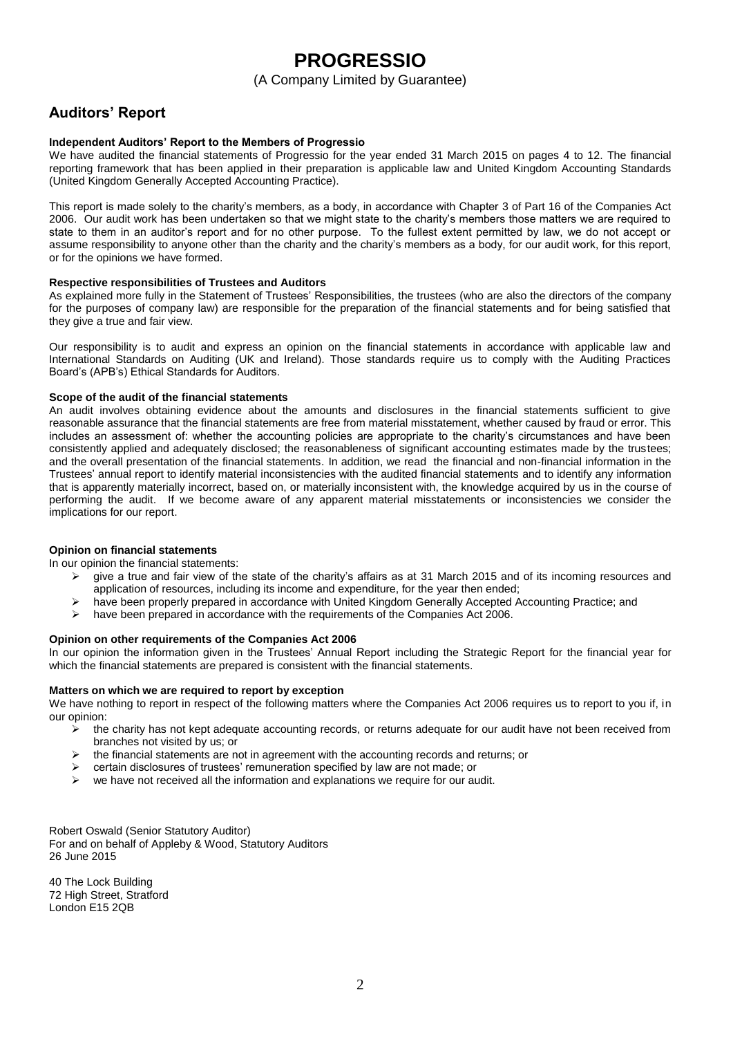# PROGRESSIO

(A Company Limited by Guarantee)

## Auditors' Report

**Independent Auditors' Report to the Members of Progressio**

We have audited the financial statements of Progressio for the year ended 31 March 2015 on pages 4 to 12. The financial reporting framework that has been applied in their preparation is applicable law and United Kingdom Accounting Standards (United Kingdom Generally Accepted Accounting Practice).

This report is made solely to the charity's members, as a body, in accordance with Chapter 3 of Part 16 of the Companies Act 2006. Our audit work has been undertaken so that we might state to the charity's members those matters we are required to state to them in an auditor's report and for no other purpose. To the fullest extent permitted by law, we do not accept or assume responsibility to anyone other than the charity and the charity's members as a body, for our audit work, for this report, or for the opinions we have formed.

**Respective responsibilities of Trustees and Auditors**

As explained more fully in the Statement of Trustees' Responsibilities, the trustees (who are also the directors of the company for the purposes of company law) are responsible for the preparation of the financial statements and for being satisfied that they give a true and fair view.

Our responsibility is to audit and express an opinion on the financial statements in accordance with applicable law and International Standards on Auditing (UK and Ireland). Those standards require us to comply with the Auditing Practices Board's (APB's) Ethical Standards for Auditors.

**Scope of the audit of the financial statements**

An audit involves obtaining evidence about the amounts and disclosures in the financial statements sufficient to give reasonable assurance that the financial statements are free from material misstatement, whether caused by fraud or error. This includes an assessment of: whether the accounting policies are appropriate to the charity's circumstances and have been consistently applied and adequately disclosed; the reasonableness of significant accounting estimates made by the trustees; and the overall presentation of the financial statements. In addition, we read the financial and non-financial information in the Trustees' annual report to identify material inconsistencies with the audited financial statements and to identify any information that is apparently materially incorrect, based on, or materially inconsistent with, the knowledge acquired by us in the course of performing the audit. If we become aware of any apparent material misstatements or inconsistencies we consider the implications for our report.

**Opinion on financial statements**

In our opinion the financial statements:

- give a true and fair view of the state of the charity's affairs as at 31 March 2015 and of its incoming resources and application of resources, including its income and expenditure, for the year then ended;
- have been properly prepared in accordance with United Kingdom Generally Accepted Accounting Practice; and
- have been prepared in accordance with the requirements of the Companies Act 2006.

**Opinion on other requirements of the Companies Act 2006**

In our opinion the information given in the Trustees' Annual Report including the Strategic Report for the financial year for which the financial statements are prepared is consistent with the financial statements.

**Matters on which we are required to report by exception**

We have nothing to report in respect of the following matters where the Companies Act 2006 requires us to report to you if, in our opinion:

- the charity has not kept adequate accounting records, or returns adequate for our audit have not been received from branches not visited by us; or
- the financial statements are not in agreement with the accounting records and returns; or
- certain disclosures of trustees' remuneration specified by law are not made; or
- we have not received all the information and explanations we require for our audit.

Robert Oswald (Senior Statutory Auditor)
For and on behalf of Appleby & Wood, Statutory Auditors
26 June 2015

40 The Lock Building
72 High Street, Stratford
London E15 2QB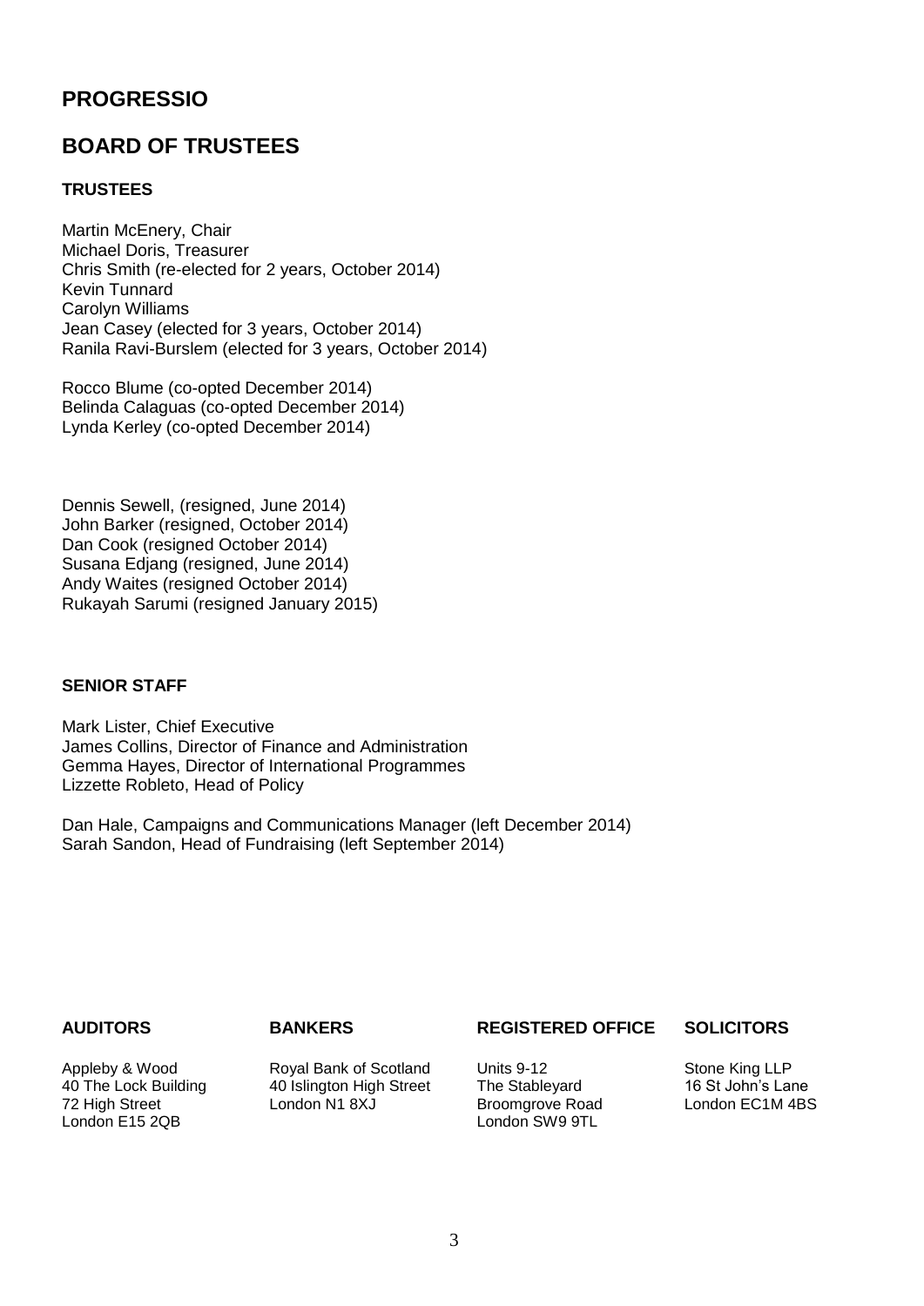# PROGRESSIO

## BOARD OF TRUSTEES

### TRUSTEES

Martin McEnery, Chair
Michael Doris, Treasurer
Chris Smith (re-elected for 2 years, October 2014)
Kevin Tunnard
Carolyn Williams
Jean Casey (elected for 3 years, October 2014)
Ranila Ravi-Burslem (elected for 3 years, October 2014)

Rocco Blume (co-opted December 2014)
Belinda Calaguas (co-opted December 2014)
Lynda Kerley (co-opted December 2014)

Dennis Sewell, (resigned, June 2014)
John Barker (resigned, October 2014)
Dan Cook (resigned October 2014)
Susana Edjang (resigned, June 2014)
Andy Waites (resigned October 2014)
Rukayah Sarumi (resigned January 2015)

### SENIOR STAFF

Mark Lister, Chief Executive
James Collins, Director of Finance and Administration
Gemma Hayes, Director of International Programmes
Lizzette Robleto, Head of Policy

Dan Hale, Campaigns and Communications Manager (left December 2014)
Sarah Sandon, Head of Fundraising (left September 2014)

**AUDITORS**

Appleby & Wood
40 The Lock Building
72 High Street
London E15 2QB

**BANKERS**

Royal Bank of Scotland
40 Islington High Street
London N1 8XJ

**REGISTERED OFFICE**

Units 9-12
The Stableyard
Broomgrove Road
London SW9 9TL

**SOLICITORS**

Stone King LLP
16 St John's Lane
London EC1M 4BS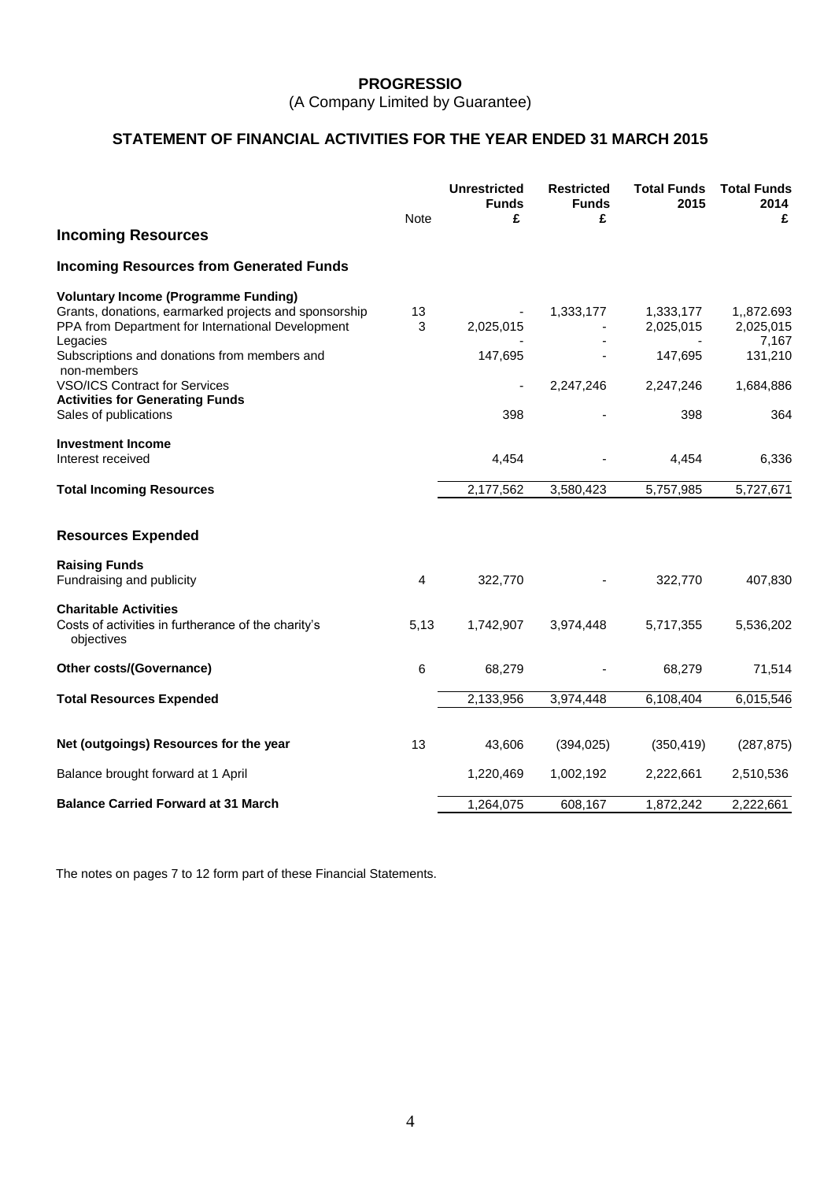**PROGRESSIO**

(A Company Limited by Guarantee)

## STATEMENT OF FINANCIAL ACTIVITIES FOR THE YEAR ENDED 31 MARCH 2015

| | Note | Unrestricted Funds £ | Restricted Funds £ | Total Funds 2015 | Total Funds 2014 £ |
|---|---|---|---|---|---|
| **Incoming Resources** | | | | | |
| **Incoming Resources from Generated Funds** | | | | | |
| **Voluntary Income (Programme Funding)** | | | | | |
| Grants, donations, earmarked projects and sponsorship | 13 | - | 1,333,177 | 1,333,177 | 1,,872.693 |
| PPA from Department for International Development | 3 | 2,025,015 | - | 2,025,015 | 2,025,015 |
| Legacies | | - | - | - | 7,167 |
| Subscriptions and donations from members and non-members | | 147,695 | - | 147,695 | 131,210 |
| VSO/ICS Contract for Services | | - | 2,247,246 | 2,247,246 | 1,684,886 |
| **Activities for Generating Funds** | | | | | |
| Sales of publications | | 398 | - | 398 | 364 |
| **Investment Income** | | | | | |
| Interest received | | 4,454 | - | 4,454 | 6,336 |
| **Total Incoming Resources** | | 2,177,562 | 3,580,423 | 5,757,985 | 5,727,671 |
| **Resources Expended** | | | | | |
| **Raising Funds** | | | | | |
| Fundraising and publicity | 4 | 322,770 | - | 322,770 | 407,830 |
| **Charitable Activities** | | | | | |
| Costs of activities in furtherance of the charity's objectives | 5,13 | 1,742,907 | 3,974,448 | 5,717,355 | 5,536,202 |
| **Other costs/(Governance)** | 6 | 68,279 | - | 68,279 | 71,514 |
| **Total Resources Expended** | | 2,133,956 | 3,974,448 | 6,108,404 | 6,015,546 |
| **Net (outgoings) Resources for the year** | 13 | 43,606 | (394,025) | (350,419) | (287,875) |
| Balance brought forward at 1 April | | 1,220,469 | 1,002,192 | 2,222,661 | 2,510,536 |
| **Balance Carried Forward at 31 March** | | 1,264,075 | 608,167 | 1,872,242 | 2,222,661 |

The notes on pages 7 to 12 form part of these Financial Statements.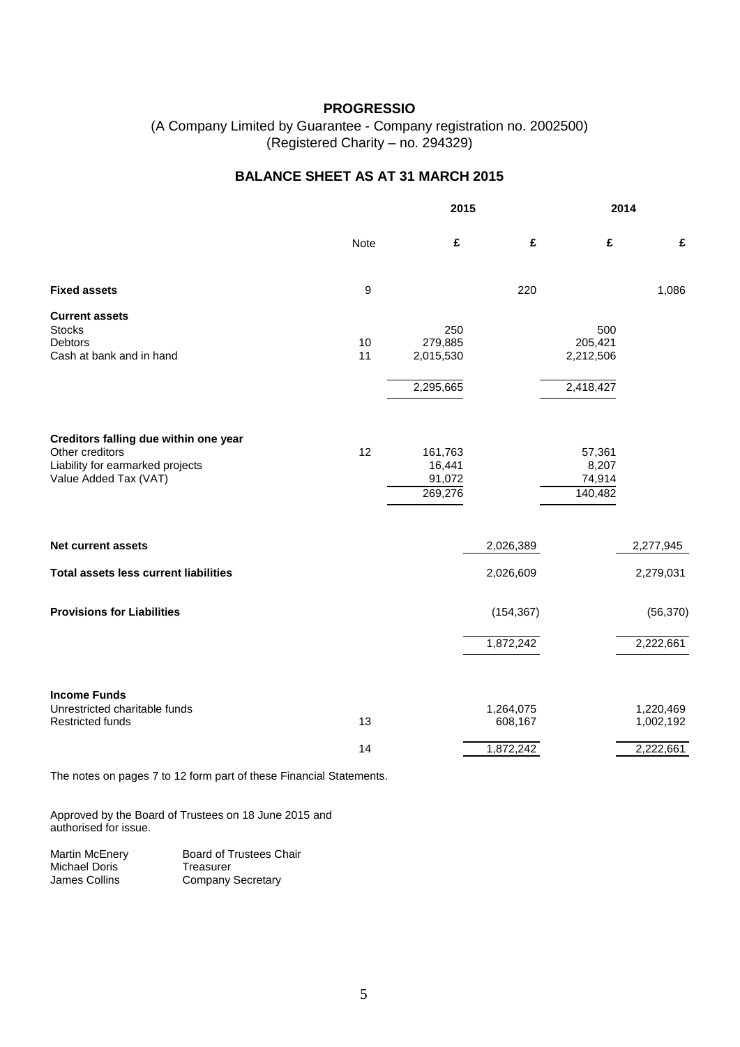# PROGRESSIO

(A Company Limited by Guarantee - Company registration no. 2002500)
(Registered Charity – no. 294329)

## BALANCE SHEET AS AT 31 MARCH 2015

| | | 2015 | | 2014 | |
|---|---|---|---|---|---|
| | Note | £ | £ | £ | £ |
| **Fixed assets** | 9 | | 220 | | 1,086 |
| **Current assets** | | | | | |
| Stocks | | 250 | | 500 | |
| Debtors | 10 | 279,885 | | 205,421 | |
| Cash at bank and in hand | 11 | 2,015,530 | | 2,212,506 | |
| | | 2,295,665 | | 2,418,427 | |
| **Creditors falling due within one year** | | | | | |
| Other creditors | 12 | 161,763 | | 57,361 | |
| Liability for earmarked projects | | 16,441 | | 8,207 | |
| Value Added Tax (VAT) | | 91,072 | | 74,914 | |
| | | 269,276 | | 140,482 | |
| **Net current assets** | | | 2,026,389 | | 2,277,945 |
| **Total assets less current liabilities** | | | 2,026,609 | | 2,279,031 |
| **Provisions for Liabilities** | | | (154,367) | | (56,370) |
| | | | 1,872,242 | | 2,222,661 |
| **Income Funds** | | | | | |
| Unrestricted charitable funds | | | 1,264,075 | | 1,220,469 |
| Restricted funds | 13 | | 608,167 | | 1,002,192 |
| | 14 | | 1,872,242 | | 2,222,661 |

The notes on pages 7 to 12 form part of these Financial Statements.

Approved by the Board of Trustees on 18 June 2015 and authorised for issue.

| | |
|---|---|
| Martin McEnery | Board of Trustees Chair |
| Michael Doris | Treasurer |
| James Collins | Company Secretary |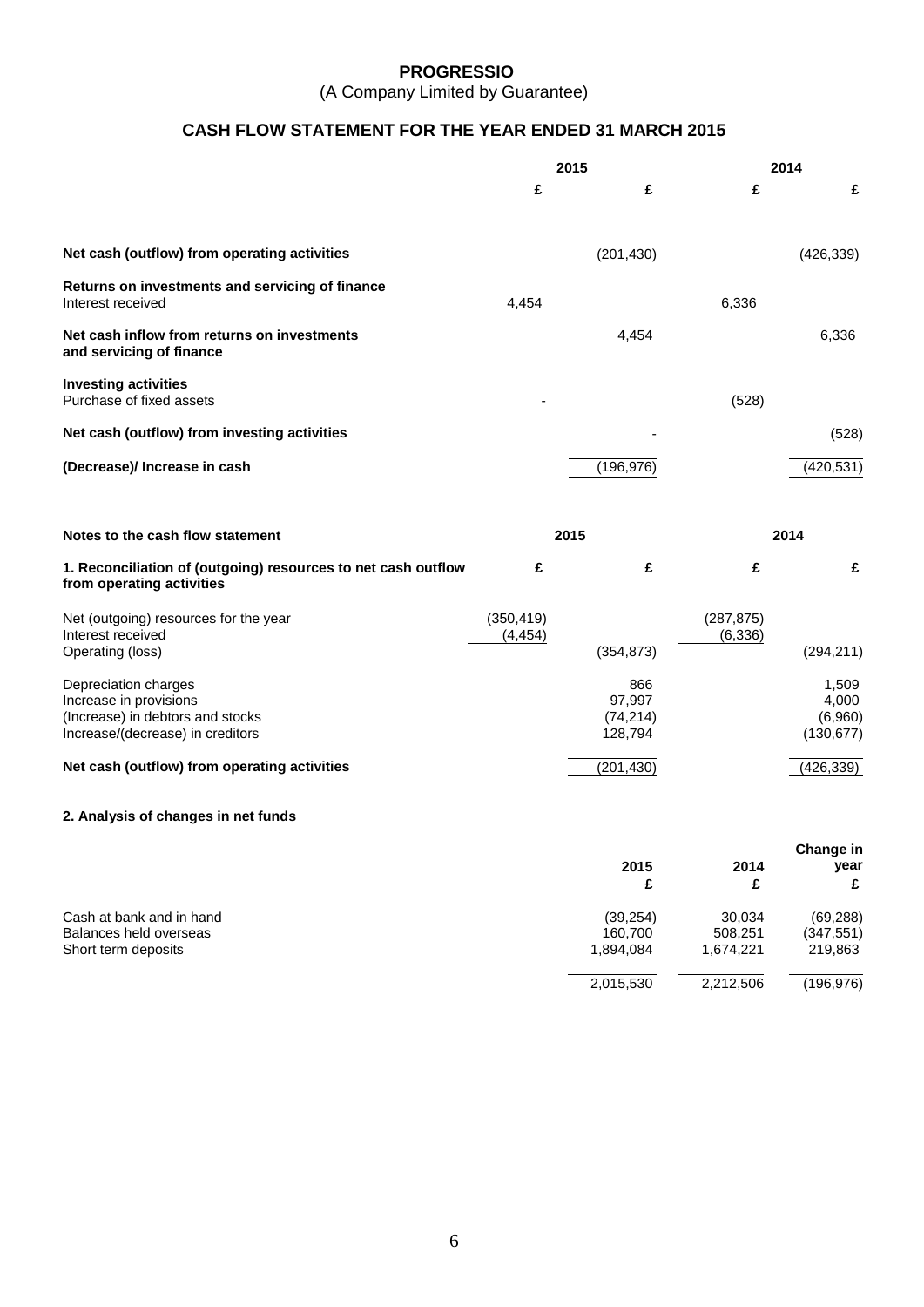# PROGRESSIO

(A Company Limited by Guarantee)

## CASH FLOW STATEMENT FOR THE YEAR ENDED 31 MARCH 2015

| | 2015 | | 2014 | |
|---|---|---|---|---|
| | £ | £ | £ | £ |
| **Net cash (outflow) from operating activities** | | (201,430) | | (426,339) |
| **Returns on investments and servicing of finance** | | | | |
| Interest received | 4,454 | | 6,336 | |
| **Net cash inflow from returns on investments and servicing of finance** | | 4,454 | | 6,336 |
| **Investing activities** | | | | |
| Purchase of fixed assets | - | | (528) | |
| **Net cash (outflow) from investing activities** | | - | | (528) |
| **(Decrease)/ Increase in cash** | | (196,976) | | (420,531) |

### Notes to the cash flow statement

| **1. Reconciliation of (outgoing) resources to net cash outflow from operating activities** | 2015 £ | 2015 £ | 2014 £ | 2014 £ |
|---|---|---|---|---|
| Net (outgoing) resources for the year | (350,419) | | (287,875) | |
| Interest received | (4,454) | | (6,336) | |
| Operating (loss) | | (354,873) | | (294,211) |
| Depreciation charges | | 866 | | 1,509 |
| Increase in provisions | | 97,997 | | 4,000 |
| (Increase) in debtors and stocks | | (74,214) | | (6,960) |
| Increase/(decrease) in creditors | | 128,794 | | (130,677) |
| **Net cash (outflow) from operating activities** | | (201,430) | | (426,339) |

### 2. Analysis of changes in net funds

| | 2015 £ | 2014 £ | Change in year £ |
|---|---|---|---|
| Cash at bank and in hand | (39,254) | 30,034 | (69,288) |
| Balances held overseas | 160,700 | 508,251 | (347,551) |
| Short term deposits | 1,894,084 | 1,674,221 | 219,863 |
| | 2,015,530 | 2,212,506 | (196,976) |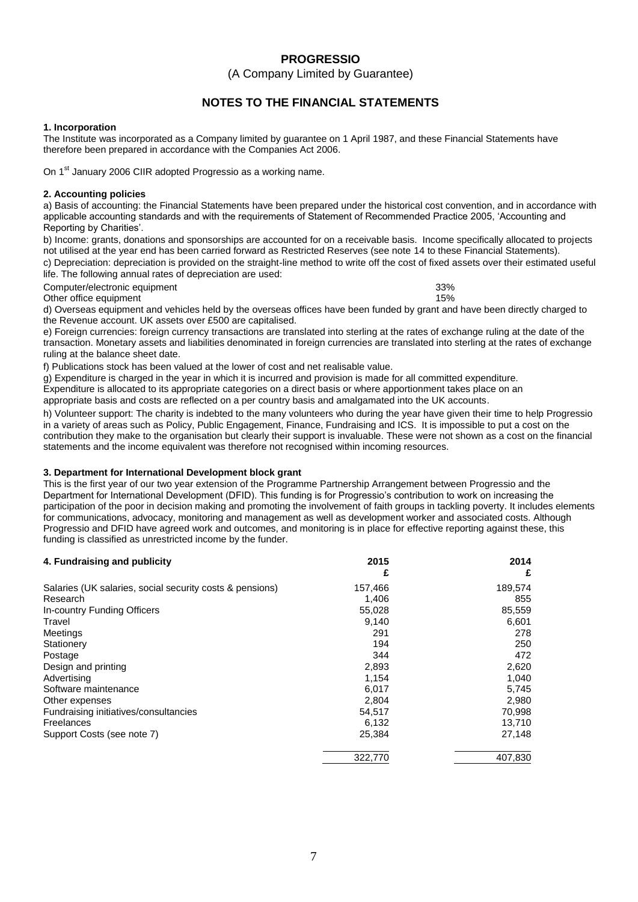# PROGRESSIO

(A Company Limited by Guarantee)

## NOTES TO THE FINANCIAL STATEMENTS

### 1. Incorporation

The Institute was incorporated as a Company limited by guarantee on 1 April 1987, and these Financial Statements have therefore been prepared in accordance with the Companies Act 2006.

On 1st January 2006 CIIR adopted Progressio as a working name.

### 2. Accounting policies

a) Basis of accounting: the Financial Statements have been prepared under the historical cost convention, and in accordance with applicable accounting standards and with the requirements of Statement of Recommended Practice 2005, 'Accounting and Reporting by Charities'.

b) Income: grants, donations and sponsorships are accounted for on a receivable basis. Income specifically allocated to projects not utilised at the year end has been carried forward as Restricted Reserves (see note 14 to these Financial Statements).

c) Depreciation: depreciation is provided on the straight-line method to write off the cost of fixed assets over their estimated useful life. The following annual rates of depreciation are used:

| | |
|---|---|
| Computer/electronic equipment | 33% |
| Other office equipment | 15% |

d) Overseas equipment and vehicles held by the overseas offices have been funded by grant and have been directly charged to the Revenue account. UK assets over £500 are capitalised.

e) Foreign currencies: foreign currency transactions are translated into sterling at the rates of exchange ruling at the date of the transaction. Monetary assets and liabilities denominated in foreign currencies are translated into sterling at the rates of exchange ruling at the balance sheet date.

f) Publications stock has been valued at the lower of cost and net realisable value.

g) Expenditure is charged in the year in which it is incurred and provision is made for all committed expenditure.
Expenditure is allocated to its appropriate categories on a direct basis or where apportionment takes place on an appropriate basis and costs are reflected on a per country basis and amalgamated into the UK accounts.

h) Volunteer support: The charity is indebted to the many volunteers who during the year have given their time to help Progressio in a variety of areas such as Policy, Public Engagement, Finance, Fundraising and ICS. It is impossible to put a cost on the contribution they make to the organisation but clearly their support is invaluable. These were not shown as a cost on the financial statements and the income equivalent was therefore not recognised within incoming resources.

### 3. Department for International Development block grant

This is the first year of our two year extension of the Programme Partnership Arrangement between Progressio and the Department for International Development (DFID). This funding is for Progressio's contribution to work on increasing the participation of the poor in decision making and promoting the involvement of faith groups in tackling poverty. It includes elements for communications, advocacy, monitoring and management as well as development worker and associated costs. Although Progressio and DFID have agreed work and outcomes, and monitoring is in place for effective reporting against these, this funding is classified as unrestricted income by the funder.

### 4. Fundraising and publicity

| | 2015<br>£ | 2014<br>£ |
|---|---|---|
| Salaries (UK salaries, social security costs & pensions) | 157,466 | 189,574 |
| Research | 1,406 | 855 |
| In-country Funding Officers | 55,028 | 85,559 |
| Travel | 9,140 | 6,601 |
| Meetings | 291 | 278 |
| Stationery | 194 | 250 |
| Postage | 344 | 472 |
| Design and printing | 2,893 | 2,620 |
| Advertising | 1,154 | 1,040 |
| Software maintenance | 6,017 | 5,745 |
| Other expenses | 2,804 | 2,980 |
| Fundraising initiatives/consultancies | 54,517 | 70,998 |
| Freelances | 6,132 | 13,710 |
| Support Costs (see note 7) | 25,384 | 27,148 |
| | 322,770 | 407,830 |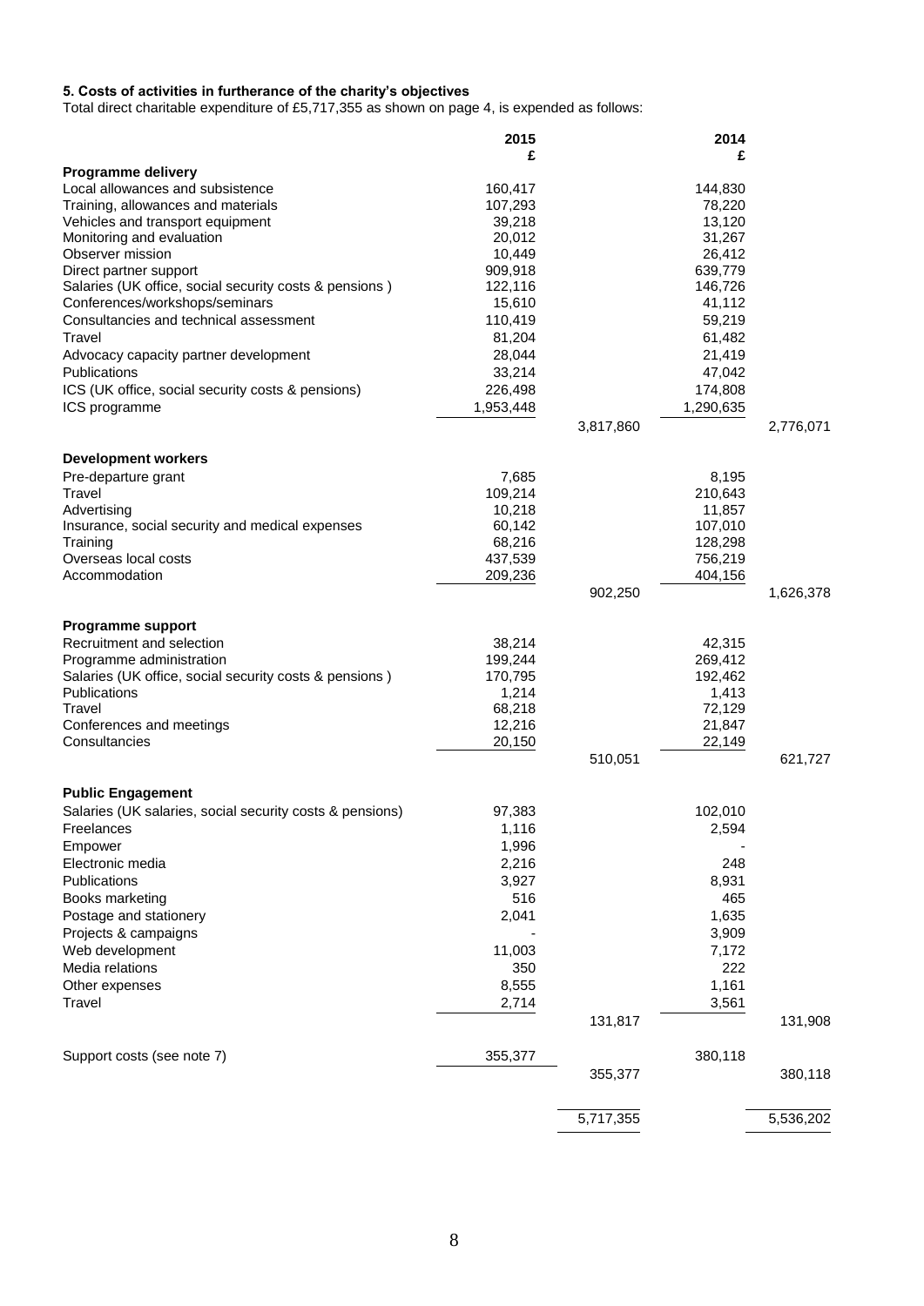**5. Costs of activities in furtherance of the charity's objectives**

Total direct charitable expenditure of £5,717,355 as shown on page 4, is expended as follows:

| | 2015 £ | | 2014 £ | |
|---|---|---|---|---|
| **Programme delivery** | | | | |
| Local allowances and subsistence | 160,417 | | 144,830 | |
| Training, allowances and materials | 107,293 | | 78,220 | |
| Vehicles and transport equipment | 39,218 | | 13,120 | |
| Monitoring and evaluation | 20,012 | | 31,267 | |
| Observer mission | 10,449 | | 26,412 | |
| Direct partner support | 909,918 | | 639,779 | |
| Salaries (UK office, social security costs & pensions ) | 122,116 | | 146,726 | |
| Conferences/workshops/seminars | 15,610 | | 41,112 | |
| Consultancies and technical assessment | 110,419 | | 59,219 | |
| Travel | 81,204 | | 61,482 | |
| Advocacy capacity partner development | 28,044 | | 21,419 | |
| Publications | 33,214 | | 47,042 | |
| ICS (UK office, social security costs & pensions) | 226,498 | | 174,808 | |
| ICS programme | 1,953,448 | | 1,290,635 | |
| | | 3,817,860 | | 2,776,071 |
| **Development workers** | | | | |
| Pre-departure grant | 7,685 | | 8,195 | |
| Travel | 109,214 | | 210,643 | |
| Advertising | 10,218 | | 11,857 | |
| Insurance, social security and medical expenses | 60,142 | | 107,010 | |
| Training | 68,216 | | 128,298 | |
| Overseas local costs | 437,539 | | 756,219 | |
| Accommodation | 209,236 | | 404,156 | |
| | | 902,250 | | 1,626,378 |
| **Programme support** | | | | |
| Recruitment and selection | 38,214 | | 42,315 | |
| Programme administration | 199,244 | | 269,412 | |
| Salaries (UK office, social security costs & pensions ) | 170,795 | | 192,462 | |
| Publications | 1,214 | | 1,413 | |
| Travel | 68,218 | | 72,129 | |
| Conferences and meetings | 12,216 | | 21,847 | |
| Consultancies | 20,150 | | 22,149 | |
| | | 510,051 | | 621,727 |
| **Public Engagement** | | | | |
| Salaries (UK salaries, social security costs & pensions) | 97,383 | | 102,010 | |
| Freelances | 1,116 | | 2,594 | |
| Empower | 1,996 | | - | |
| Electronic media | 2,216 | | 248 | |
| Publications | 3,927 | | 8,931 | |
| Books marketing | 516 | | 465 | |
| Postage and stationery | 2,041 | | 1,635 | |
| Projects & campaigns | - | | 3,909 | |
| Web development | 11,003 | | 7,172 | |
| Media relations | 350 | | 222 | |
| Other expenses | 8,555 | | 1,161 | |
| Travel | 2,714 | | 3,561 | |
| | | 131,817 | | 131,908 |
| Support costs (see note 7) | 355,377 | | 380,118 | |
| | | 355,377 | | 380,118 |
| | | 5,717,355 | | 5,536,202 |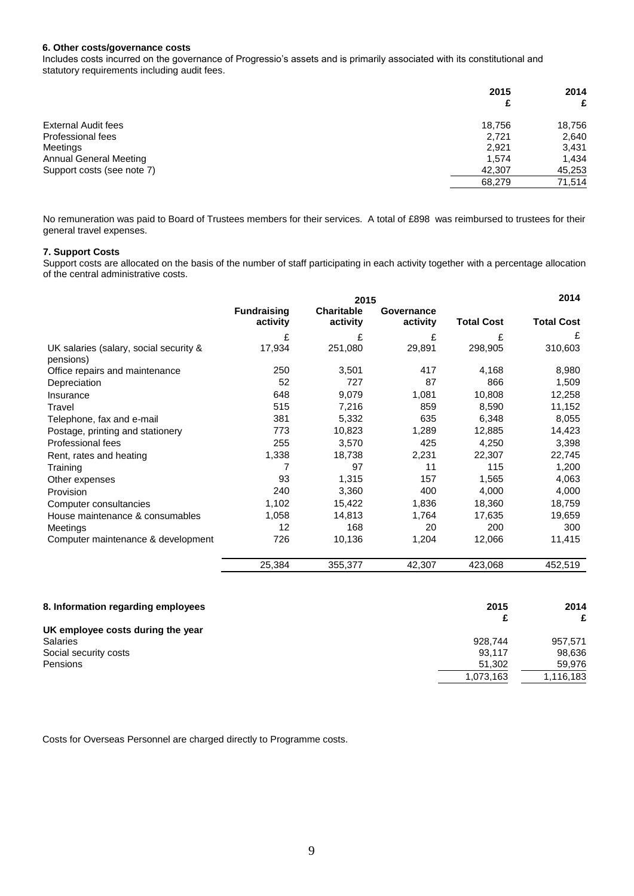### 6. Other costs/governance costs

Includes costs incurred on the governance of Progressio's assets and is primarily associated with its constitutional and statutory requirements including audit fees.

| | 2015 £ | 2014 £ |
|---|---|---|
| External Audit fees | 18,756 | 18,756 |
| Professional fees | 2,721 | 2,640 |
| Meetings | 2,921 | 3,431 |
| Annual General Meeting | 1,574 | 1,434 |
| Support costs (see note 7) | 42,307 | 45,253 |
| | 68,279 | 71,514 |

No remuneration was paid to Board of Trustees members for their services. A total of £898 was reimbursed to trustees for their general travel expenses.

### 7. Support Costs

Support costs are allocated on the basis of the number of staff participating in each activity together with a percentage allocation of the central administrative costs.

| | 2015 | | | | 2014 |
|---|---|---|---|---|---|
| | Fundraising activity | Charitable activity | Governance activity | Total Cost | Total Cost |
| | £ | £ | £ | £ | £ |
| UK salaries (salary, social security & pensions) | 17,934 | 251,080 | 29,891 | 298,905 | 310,603 |
| Office repairs and maintenance | 250 | 3,501 | 417 | 4,168 | 8,980 |
| Depreciation | 52 | 727 | 87 | 866 | 1,509 |
| Insurance | 648 | 9,079 | 1,081 | 10,808 | 12,258 |
| Travel | 515 | 7,216 | 859 | 8,590 | 11,152 |
| Telephone, fax and e-mail | 381 | 5,332 | 635 | 6,348 | 8,055 |
| Postage, printing and stationery | 773 | 10,823 | 1,289 | 12,885 | 14,423 |
| Professional fees | 255 | 3,570 | 425 | 4,250 | 3,398 |
| Rent, rates and heating | 1,338 | 18,738 | 2,231 | 22,307 | 22,745 |
| Training | 7 | 97 | 11 | 115 | 1,200 |
| Other expenses | 93 | 1,315 | 157 | 1,565 | 4,063 |
| Provision | 240 | 3,360 | 400 | 4,000 | 4,000 |
| Computer consultancies | 1,102 | 15,422 | 1,836 | 18,360 | 18,759 |
| House maintenance & consumables | 1,058 | 14,813 | 1,764 | 17,635 | 19,659 |
| Meetings | 12 | 168 | 20 | 200 | 300 |
| Computer maintenance & development | 726 | 10,136 | 1,204 | 12,066 | 11,415 |
| | 25,384 | 355,377 | 42,307 | 423,068 | 452,519 |

### 8. Information regarding employees

| | 2015 £ | 2014 £ |
|---|---|---|
| **UK employee costs during the year** | | |
| Salaries | 928,744 | 957,571 |
| Social security costs | 93,117 | 98,636 |
| Pensions | 51,302 | 59,976 |
| | 1,073,163 | 1,116,183 |

Costs for Overseas Personnel are charged directly to Programme costs.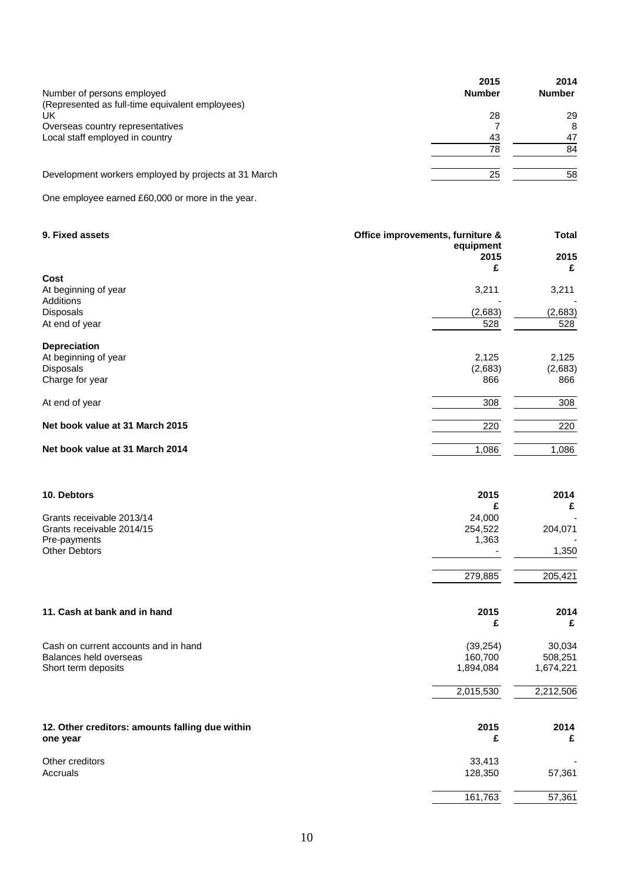| Number of persons employed | 2015 Number | 2014 Number |
|---|---|---|
| (Represented as full-time equivalent employees) | | |
| UK | 28 | 29 |
| Overseas country representatives | 7 | 8 |
| Local staff employed in country | 43 | 47 |
| | 78 | 84 |
| Development workers employed by projects at 31 March | 25 | 58 |

One employee earned £60,000 or more in the year.

## 9. Fixed assets

| | Office improvements, furniture & equipment 2015 £ | Total 2015 £ |
|---|---|---|
| **Cost** | | |
| At beginning of year | 3,211 | 3,211 |
| Additions | - | - |
| Disposals | (2,683) | (2,683) |
| At end of year | 528 | 528 |
| **Depreciation** | | |
| At beginning of year | 2,125 | 2,125 |
| Disposals | (2,683) | (2,683) |
| Charge for year | 866 | 866 |
| At end of year | 308 | 308 |
| **Net book value at 31 March 2015** | 220 | 220 |
| **Net book value at 31 March 2014** | 1,086 | 1,086 |

## 10. Debtors

| | 2015 £ | 2014 £ |
|---|---|---|
| Grants receivable 2013/14 | 24,000 | - |
| Grants receivable 2014/15 | 254,522 | 204,071 |
| Pre-payments | 1,363 | - |
| Other Debtors | - | 1,350 |
| | 279,885 | 205,421 |

## 11. Cash at bank and in hand

| | 2015 £ | 2014 £ |
|---|---|---|
| Cash on current accounts and in hand | (39,254) | 30,034 |
| Balances held overseas | 160,700 | 508,251 |
| Short term deposits | 1,894,084 | 1,674,221 |
| | 2,015,530 | 2,212,506 |

## 12. Other creditors: amounts falling due within one year

| | 2015 £ | 2014 £ |
|---|---|---|
| Other creditors | 33,413 | - |
| Accruals | 128,350 | 57,361 |
| | 161,763 | 57,361 |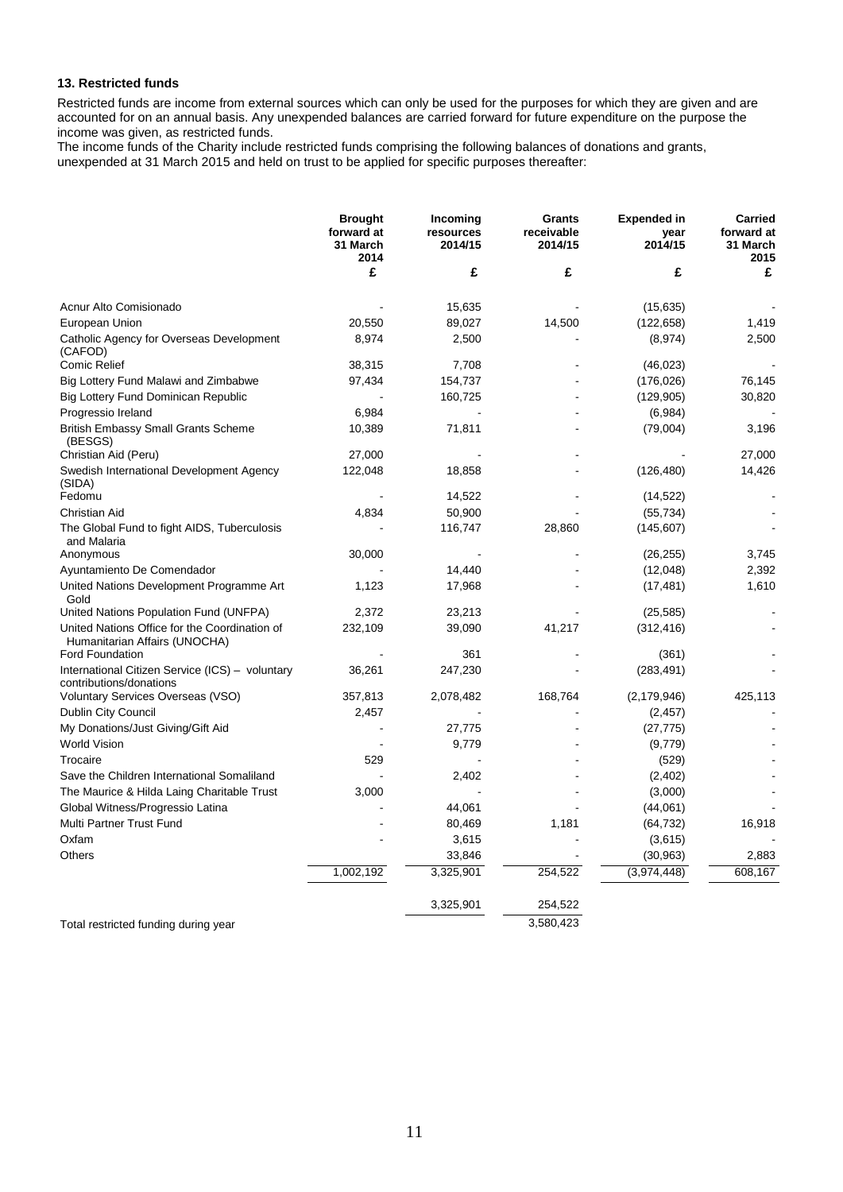### 13. Restricted funds

Restricted funds are income from external sources which can only be used for the purposes for which they are given and are accounted for on an annual basis. Any unexpended balances are carried forward for future expenditure on the purpose the income was given, as restricted funds.
The income funds of the Charity include restricted funds comprising the following balances of donations and grants, unexpended at 31 March 2015 and held on trust to be applied for specific purposes thereafter:

| | Brought forward at 31 March 2014 | Incoming resources 2014/15 | Grants receivable 2014/15 | Expended in year 2014/15 | Carried forward at 31 March 2015 |
|---|---|---|---|---|---|
| | £ | £ | £ | £ | £ |
| Acnur Alto Comisionado | - | 15,635 | - | (15,635) | - |
| European Union | 20,550 | 89,027 | 14,500 | (122,658) | 1,419 |
| Catholic Agency for Overseas Development (CAFOD) | 8,974 | 2,500 | - | (8,974) | 2,500 |
| Comic Relief | 38,315 | 7,708 | - | (46,023) | - |
| Big Lottery Fund Malawi and Zimbabwe | 97,434 | 154,737 | - | (176,026) | 76,145 |
| Big Lottery Fund Dominican Republic | - | 160,725 | - | (129,905) | 30,820 |
| Progressio Ireland | 6,984 | - | - | (6,984) | - |
| British Embassy Small Grants Scheme (BESGS) | 10,389 | 71,811 | - | (79,004) | 3,196 |
| Christian Aid (Peru) | 27,000 | - | - | - | 27,000 |
| Swedish International Development Agency (SIDA) | 122,048 | 18,858 | - | (126,480) | 14,426 |
| Fedomu | - | 14,522 | - | (14,522) | - |
| Christian Aid | 4,834 | 50,900 | - | (55,734) | - |
| The Global Fund to fight AIDS, Tuberculosis and Malaria | - | 116,747 | 28,860 | (145,607) | - |
| Anonymous | 30,000 | - | - | (26,255) | 3,745 |
| Ayuntamiento De Comendador | - | 14,440 | - | (12,048) | 2,392 |
| United Nations Development Programme Art Gold | 1,123 | 17,968 | - | (17,481) | 1,610 |
| United Nations Population Fund (UNFPA) | 2,372 | 23,213 | - | (25,585) | - |
| United Nations Office for the Coordination of Humanitarian Affairs (UNOCHA) | 232,109 | 39,090 | 41,217 | (312,416) | - |
| Ford Foundation | - | 361 | - | (361) | - |
| International Citizen Service (ICS) – voluntary contributions/donations | 36,261 | 247,230 | - | (283,491) | - |
| Voluntary Services Overseas (VSO) | 357,813 | 2,078,482 | 168,764 | (2,179,946) | 425,113 |
| Dublin City Council | 2,457 | - | - | (2,457) | - |
| My Donations/Just Giving/Gift Aid | - | 27,775 | - | (27,775) | - |
| World Vision | - | 9,779 | - | (9,779) | - |
| Trocaire | 529 | - | - | (529) | - |
| Save the Children International Somaliland | - | 2,402 | - | (2,402) | - |
| The Maurice & Hilda Laing Charitable Trust | 3,000 | - | - | (3,000) | - |
| Global Witness/Progressio Latina | - | 44,061 | - | (44,061) | - |
| Multi Partner Trust Fund | - | 80,469 | 1,181 | (64,732) | 16,918 |
| Oxfam | - | 3,615 | - | (3,615) | - |
| Others | - | 33,846 | - | (30,963) | 2,883 |
| | 1,002,192 | 3,325,901 | 254,522 | (3,974,448) | 608,167 |
| | | 3,325,901 | 254,522 | | |
| Total restricted funding during year | | | 3,580,423 | | |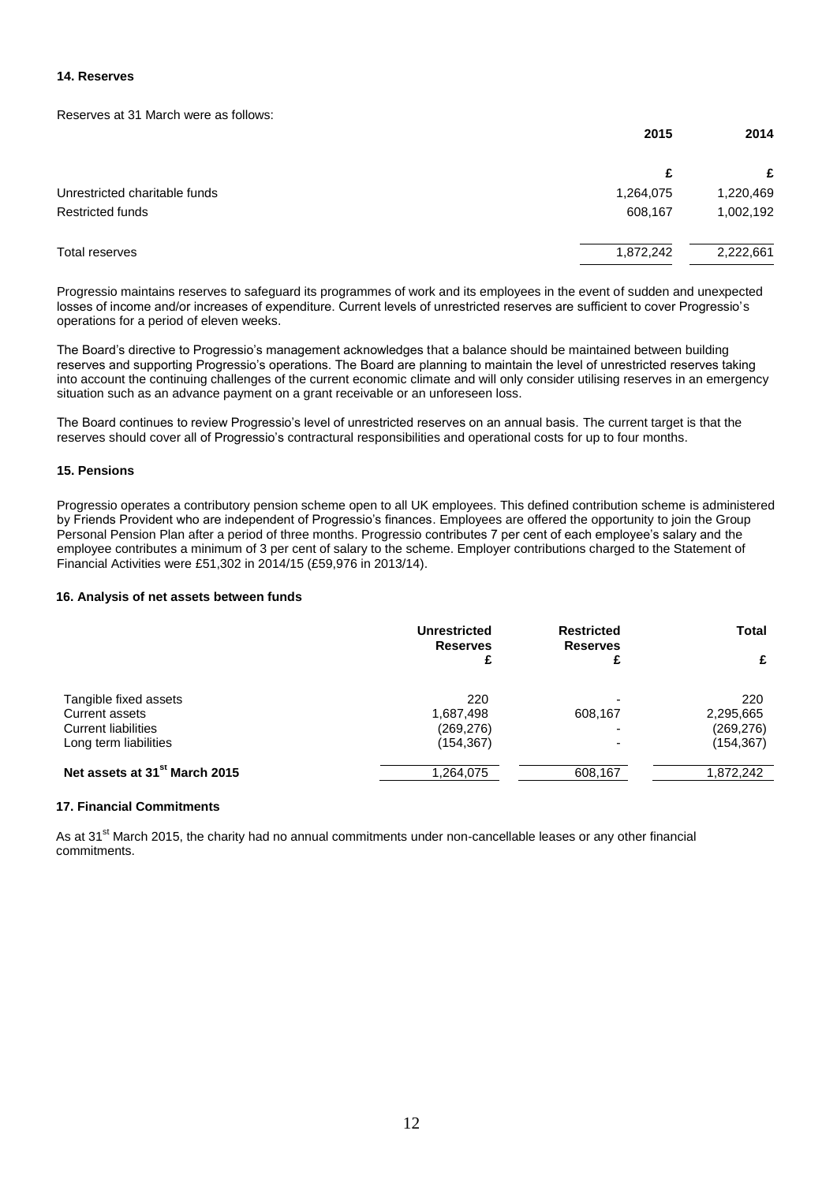### 14. Reserves

Reserves at 31 March were as follows:

| | 2015 | 2014 |
|---|---|---|
| | £ | £ |
| Unrestricted charitable funds | 1,264,075 | 1,220,469 |
| Restricted funds | 608,167 | 1,002,192 |
| Total reserves | 1,872,242 | 2,222,661 |

Progressio maintains reserves to safeguard its programmes of work and its employees in the event of sudden and unexpected losses of income and/or increases of expenditure. Current levels of unrestricted reserves are sufficient to cover Progressio's operations for a period of eleven weeks.

The Board's directive to Progressio's management acknowledges that a balance should be maintained between building reserves and supporting Progressio's operations. The Board are planning to maintain the level of unrestricted reserves taking into account the continuing challenges of the current economic climate and will only consider utilising reserves in an emergency situation such as an advance payment on a grant receivable or an unforeseen loss.

The Board continues to review Progressio's level of unrestricted reserves on an annual basis. The current target is that the reserves should cover all of Progressio's contractural responsibilities and operational costs for up to four months.

### 15. Pensions

Progressio operates a contributory pension scheme open to all UK employees. This defined contribution scheme is administered by Friends Provident who are independent of Progressio's finances. Employees are offered the opportunity to join the Group Personal Pension Plan after a period of three months. Progressio contributes 7 per cent of each employee's salary and the employee contributes a minimum of 3 per cent of salary to the scheme. Employer contributions charged to the Statement of Financial Activities were £51,302 in 2014/15 (£59,976 in 2013/14).

### 16. Analysis of net assets between funds

| | Unrestricted Reserves | Restricted Reserves | Total |
|---|---|---|---|
| | £ | £ | £ |
| Tangible fixed assets | 220 | - | 220 |
| Current assets | 1,687,498 | 608,167 | 2,295,665 |
| Current liabilities | (269,276) | - | (269,276) |
| Long term liabilities | (154,367) | - | (154,367) |
| **Net assets at 31st March 2015** | 1,264,075 | 608,167 | 1,872,242 |

### 17. Financial Commitments

As at 31st March 2015, the charity had no annual commitments under non-cancellable leases or any other financial commitments.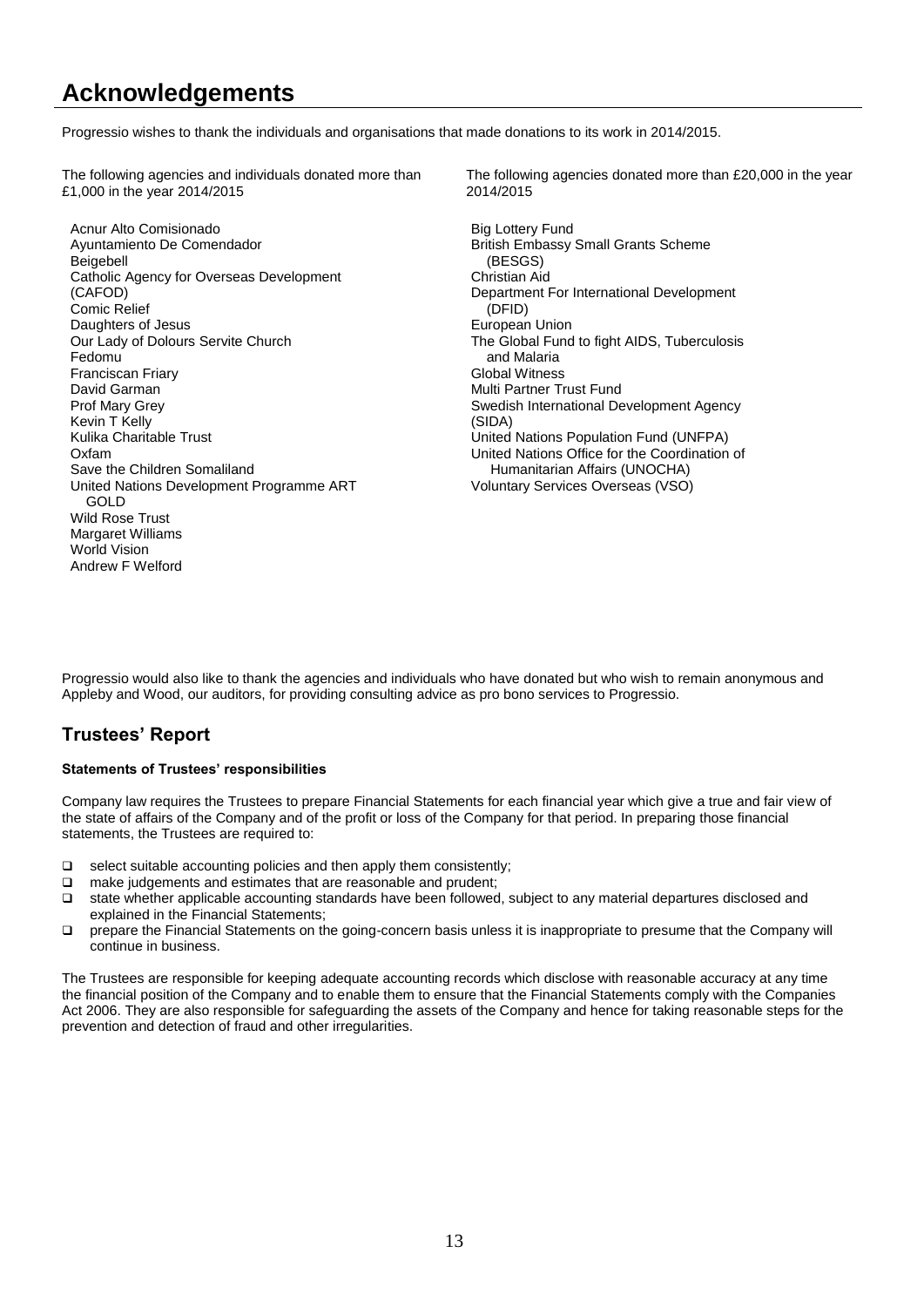# Acknowledgements

Progressio wishes to thank the individuals and organisations that made donations to its work in 2014/2015.

The following agencies and individuals donated more than £1,000 in the year 2014/2015

- Acnur Alto Comisionado
- Ayuntamiento De Comendador
- Beigebell
- Catholic Agency for Overseas Development (CAFOD)
- Comic Relief
- Daughters of Jesus
- Our Lady of Dolours Servite Church
- Fedomu
- Franciscan Friary
- David Garman
- Prof Mary Grey
- Kevin T Kelly
- Kulika Charitable Trust
- Oxfam
- Save the Children Somaliland
- United Nations Development Programme ART GOLD
- Wild Rose Trust
- Margaret Williams
- World Vision
- Andrew F Welford

The following agencies donated more than £20,000 in the year 2014/2015

- Big Lottery Fund
- British Embassy Small Grants Scheme (BESGS)
- Christian Aid
- Department For International Development (DFID)
- European Union
- The Global Fund to fight AIDS, Tuberculosis and Malaria
- Global Witness
- Multi Partner Trust Fund
- Swedish International Development Agency (SIDA)
- United Nations Population Fund (UNFPA)
- United Nations Office for the Coordination of Humanitarian Affairs (UNOCHA)
- Voluntary Services Overseas (VSO)

Progressio would also like to thank the agencies and individuals who have donated but who wish to remain anonymous and Appleby and Wood, our auditors, for providing consulting advice as pro bono services to Progressio.

## Trustees' Report

**Statements of Trustees' responsibilities**

Company law requires the Trustees to prepare Financial Statements for each financial year which give a true and fair view of the state of affairs of the Company and of the profit or loss of the Company for that period. In preparing those financial statements, the Trustees are required to:

- select suitable accounting policies and then apply them consistently;
- make judgements and estimates that are reasonable and prudent;
- state whether applicable accounting standards have been followed, subject to any material departures disclosed and explained in the Financial Statements;
- prepare the Financial Statements on the going-concern basis unless it is inappropriate to presume that the Company will continue in business.

The Trustees are responsible for keeping adequate accounting records which disclose with reasonable accuracy at any time the financial position of the Company and to enable them to ensure that the Financial Statements comply with the Companies Act 2006. They are also responsible for safeguarding the assets of the Company and hence for taking reasonable steps for the prevention and detection of fraud and other irregularities.